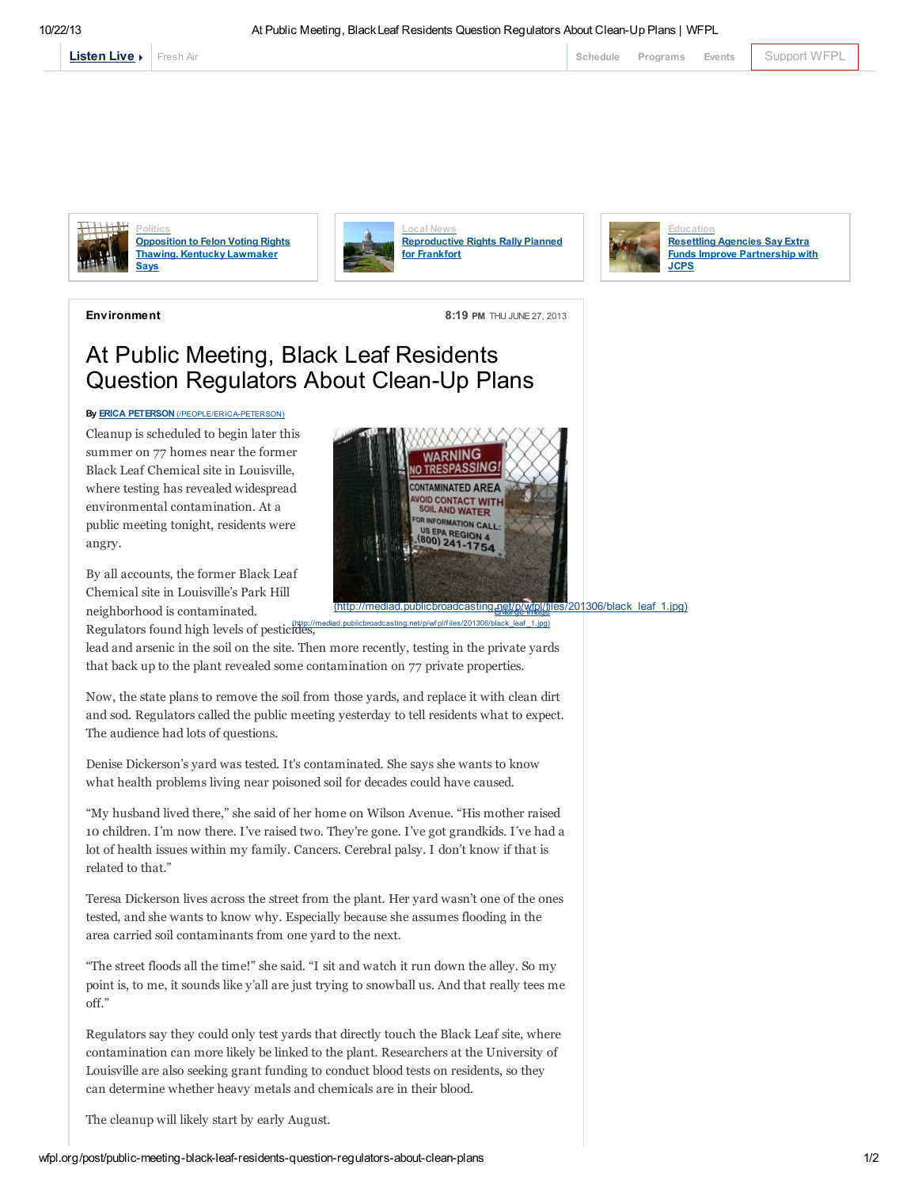Listen Live ▸ Fresh Air | Schedule | Programs | Events | Support WFPL

Politics
**Opposition to Felon Voting Rights Thawing, Kentucky Lawmaker Says**

Local News
**Reproductive Rights Rally Planned for Frankfort**

Education
**Resettling Agencies Say Extra Funds Improve Partnership with JCPS**

**Environment** 8:19 PM THU JUNE 27, 2013

# At Public Meeting, Black Leaf Residents Question Regulators About Clean-Up Plans

By **ERICA PETERSON** (/PEOPLE/ERICA-PETERSON)

Cleanup is scheduled to begin later this summer on 77 homes near the former Black Leaf Chemical site in Louisville, where testing has revealed widespread environmental contamination. At a public meeting tonight, residents were angry.

(http://mediad.publicbroadcasting.net/p/wfpl/files/201306/black_leaf_1.jpg)
Enlarge image (http://mediad.publicbroadcasting.net/p/wfpl/files/201306/black_leaf_1.jpg)

By all accounts, the former Black Leaf Chemical site in Louisville's Park Hill neighborhood is contaminated. Regulators found high levels of pesticides, lead and arsenic in the soil on the site. Then more recently, testing in the private yards that back up to the plant revealed some contamination on 77 private properties.

Now, the state plans to remove the soil from those yards, and replace it with clean dirt and sod. Regulators called the public meeting yesterday to tell residents what to expect. The audience had lots of questions.

Denise Dickerson's yard was tested. It's contaminated. She says she wants to know what health problems living near poisoned soil for decades could have caused.

"My husband lived there," she said of her home on Wilson Avenue. "His mother raised 10 children. I'm now there. I've raised two. They're gone. I've got grandkids. I've had a lot of health issues within my family. Cancers. Cerebral palsy. I don't know if that is related to that."

Teresa Dickerson lives across the street from the plant. Her yard wasn't one of the ones tested, and she wants to know why. Especially because she assumes flooding in the area carried soil contaminants from one yard to the next.

"The street floods all the time!" she said. "I sit and watch it run down the alley. So my point is, to me, it sounds like y'all are just trying to snowball us. And that really tees me off."

Regulators say they could only test yards that directly touch the Black Leaf site, where contamination can more likely be linked to the plant. Researchers at the University of Louisville are also seeking grant funding to conduct blood tests on residents, so they can determine whether heavy metals and chemicals are in their blood.

The cleanup will likely start by early August.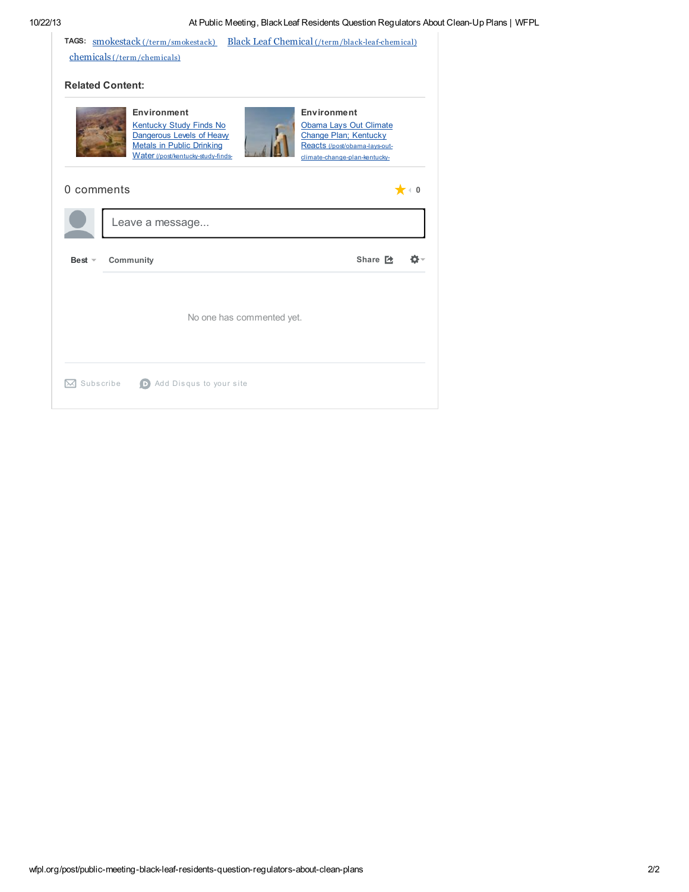TAGS: smokestack (/term/smokestack) Black Leaf Chemical (/term/black-leaf-chemical) chemicals (/term/chemicals)

**Related Content:**

Environment
Kentucky Study Finds No Dangerous Levels of Heavy Metals in Public Drinking Water (/post/kentucky-study-finds-

Environment
Obama Lays Out Climate Change Plan; Kentucky Reacts (/post/obama-lays-out-climate-change-plan-kentucky-

0 comments

0

Leave a message...

Best Community Share

No one has commented yet.

Subscribe Add Disqus to your site